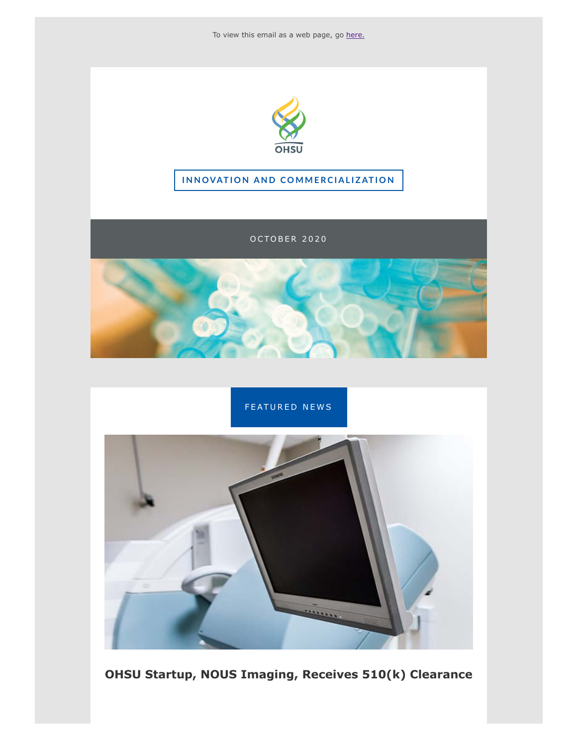To view this email as a web page, go here.

OHSU

INNOVATION AND COMMERCIALIZATION

OCTOBER 2020

FEATURED NEWS

## OHSU Startup, NOUS Imaging, Receives 510(k) Clearance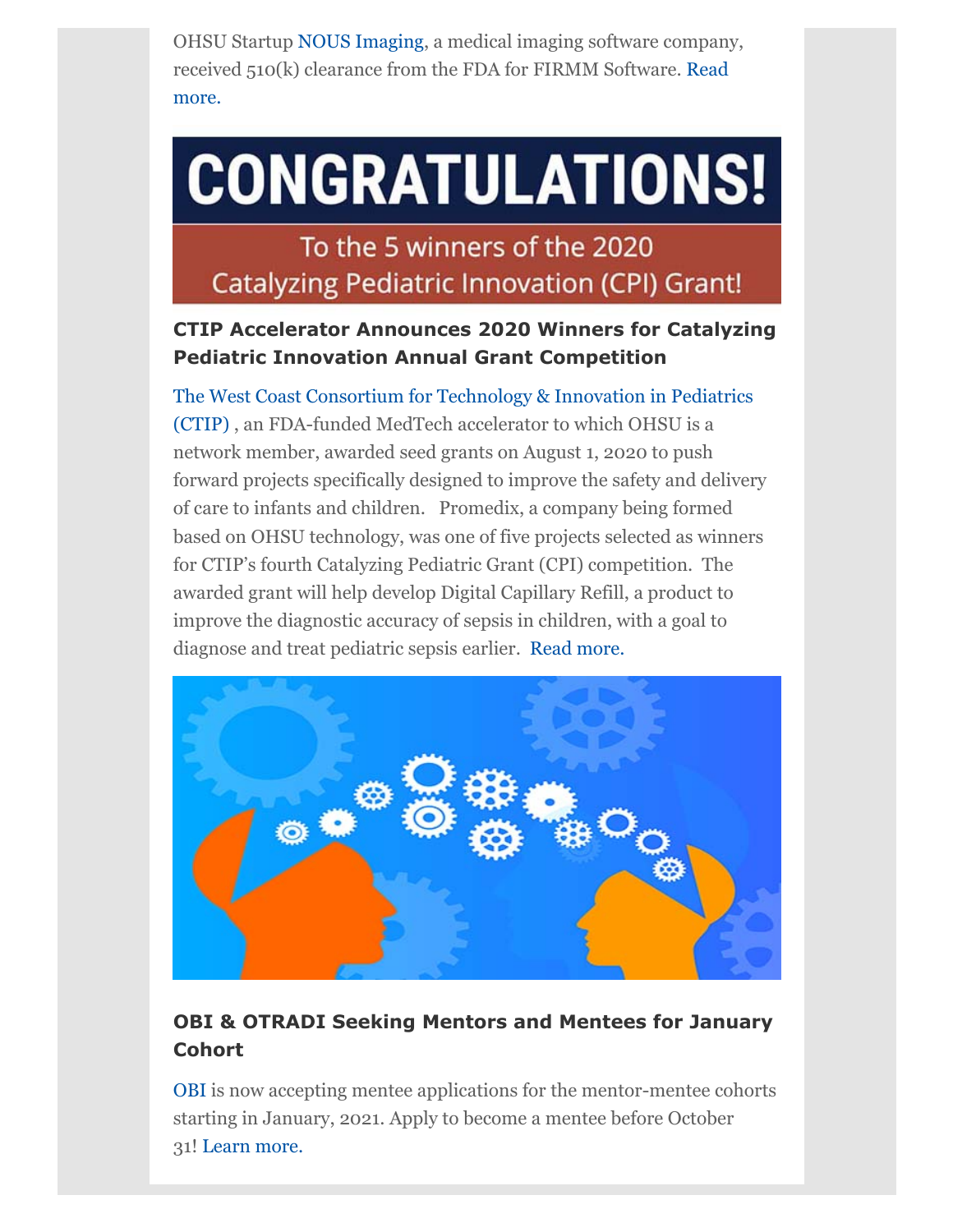OHSU Startup NOUS Imaging, a medical imaging software company, received 510(k) clearance from the FDA for FIRMM Software. Read more.

CONGRATULATIONS!

To the 5 winners of the 2020 Catalyzing Pediatric Innovation (CPI) Grant!

### CTIP Accelerator Announces 2020 Winners for Catalyzing Pediatric Innovation Annual Grant Competition

The West Coast Consortium for Technology & Innovation in Pediatrics (CTIP) , an FDA-funded MedTech accelerator to which OHSU is a network member, awarded seed grants on August 1, 2020 to push forward projects specifically designed to improve the safety and delivery of care to infants and children. Promedix, a company being formed based on OHSU technology, was one of five projects selected as winners for CTIP's fourth Catalyzing Pediatric Grant (CPI) competition. The awarded grant will help develop Digital Capillary Refill, a product to improve the diagnostic accuracy of sepsis in children, with a goal to diagnose and treat pediatric sepsis earlier. Read more.

### OBI & OTRADI Seeking Mentors and Mentees for January Cohort

OBI is now accepting mentee applications for the mentor-mentee cohorts starting in January, 2021. Apply to become a mentee before October 31! Learn more.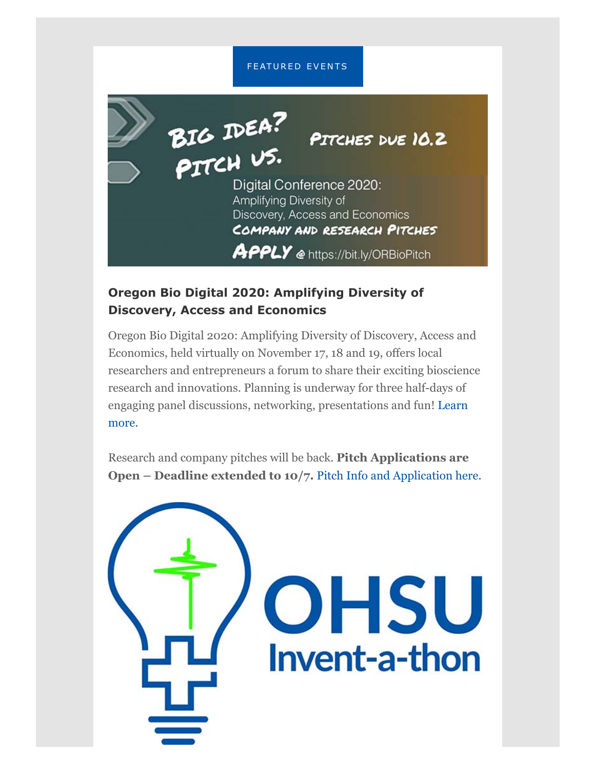FEATURED EVENTS

BIG IDEA? PITCH US. PITCHES DUE 10.2

Digital Conference 2020: Amplifying Diversity of Discovery, Access and Economics

COMPANY AND RESEARCH PITCHES

APPLY @ https://bit.ly/ORBioPitch

### Oregon Bio Digital 2020: Amplifying Diversity of Discovery, Access and Economics

Oregon Bio Digital 2020: Amplifying Diversity of Discovery, Access and Economics, held virtually on November 17, 18 and 19, offers local researchers and entrepreneurs a forum to share their exciting bioscience research and innovations. Planning is underway for three half-days of engaging panel discussions, networking, presentations and fun! Learn more.

Research and company pitches will be back. **Pitch Applications are Open – Deadline extended to 10/7.** Pitch Info and Application here.

OHSU Invent-a-thon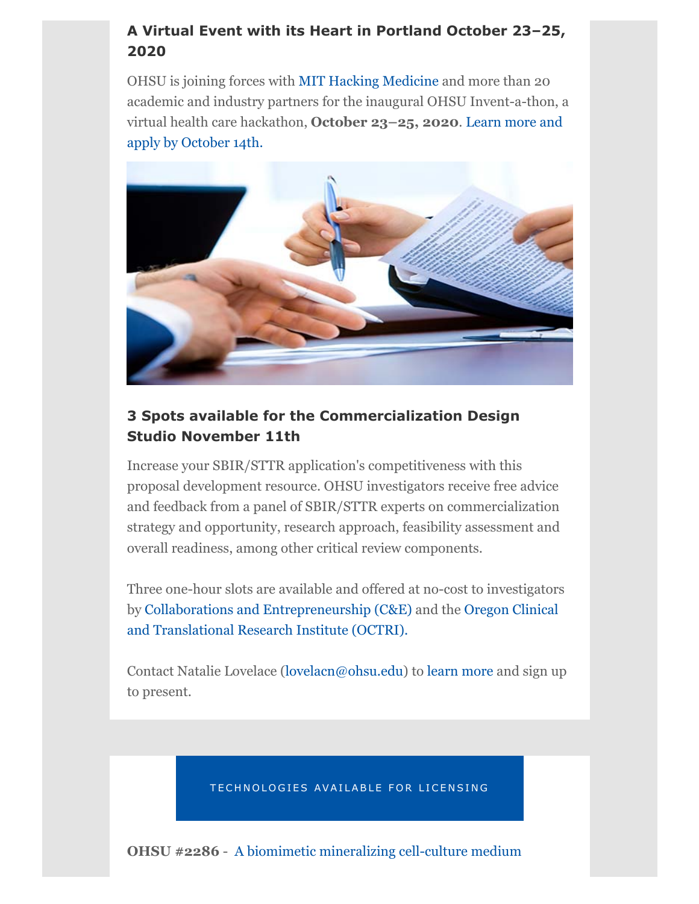### A Virtual Event with its Heart in Portland October 23–25, 2020

OHSU is joining forces with MIT Hacking Medicine and more than 20 academic and industry partners for the inaugural OHSU Invent-a-thon, a virtual health care hackathon, **October 23–25, 2020**. Learn more and apply by October 14th.

### 3 Spots available for the Commercialization Design Studio November 11th

Increase your SBIR/STTR application's competitiveness with this proposal development resource. OHSU investigators receive free advice and feedback from a panel of SBIR/STTR experts on commercialization strategy and opportunity, research approach, feasibility assessment and overall readiness, among other critical review components.

Three one-hour slots are available and offered at no-cost to investigators by Collaborations and Entrepreneurship (C&E) and the Oregon Clinical and Translational Research Institute (OCTRI).

Contact Natalie Lovelace (lovelacn@ohsu.edu) to learn more and sign up to present.

TECHNOLOGIES AVAILABLE FOR LICENSING

**OHSU #2286** - A biomimetic mineralizing cell-culture medium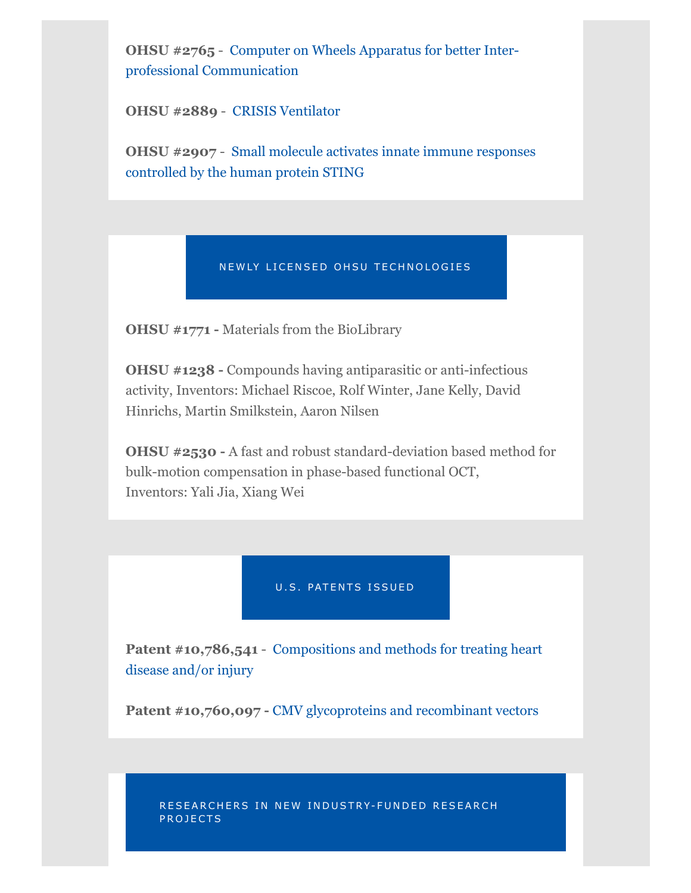**OHSU #2765** - Computer on Wheels Apparatus for better Inter-professional Communication

**OHSU #2889** - CRISIS Ventilator

**OHSU #2907** - Small molecule activates innate immune responses controlled by the human protein STING

## NEWLY LICENSED OHSU TECHNOLOGIES

**OHSU #1771 -** Materials from the BioLibrary

**OHSU #1238 -** Compounds having antiparasitic or anti-infectious activity, Inventors: Michael Riscoe, Rolf Winter, Jane Kelly, David Hinrichs, Martin Smilkstein, Aaron Nilsen

**OHSU #2530 -** A fast and robust standard-deviation based method for bulk-motion compensation in phase-based functional OCT, Inventors: Yali Jia, Xiang Wei

## U.S. PATENTS ISSUED

**Patent #10,786,541** - Compositions and methods for treating heart disease and/or injury

**Patent #10,760,097 -** CMV glycoproteins and recombinant vectors

## RESEARCHERS IN NEW INDUSTRY-FUNDED RESEARCH PROJECTS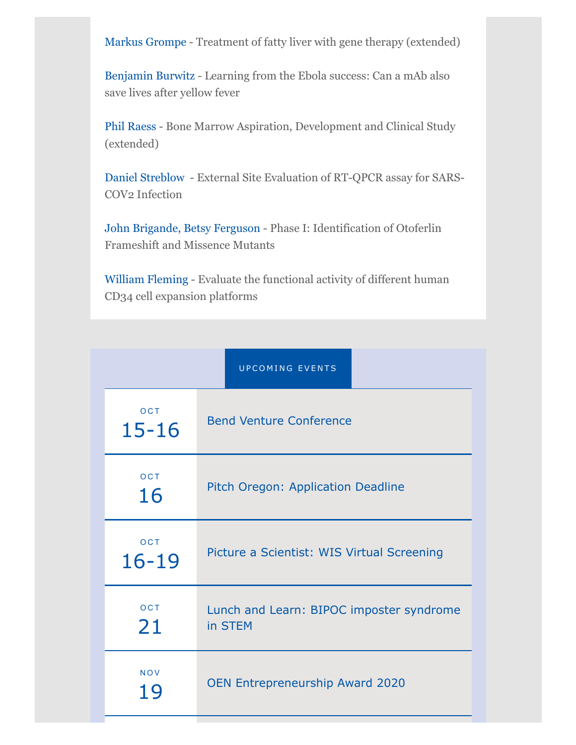Markus Grompe - Treatment of fatty liver with gene therapy (extended)

Benjamin Burwitz - Learning from the Ebola success: Can a mAb also save lives after yellow fever

Phil Raess - Bone Marrow Aspiration, Development and Clinical Study (extended)

Daniel Streblow - External Site Evaluation of RT-QPCR assay for SARS-COV2 Infection

John Brigande, Betsy Ferguson - Phase I: Identification of Otoferlin Frameshift and Missence Mutants

William Fleming - Evaluate the functional activity of different human CD34 cell expansion platforms

## UPCOMING EVENTS

| Date | Event |
|---|---|
| OCT 15-16 | Bend Venture Conference |
| OCT 16 | Pitch Oregon: Application Deadline |
| OCT 16-19 | Picture a Scientist: WIS Virtual Screening |
| OCT 21 | Lunch and Learn: BIPOC imposter syndrome in STEM |
| NOV 19 | OEN Entrepreneurship Award 2020 |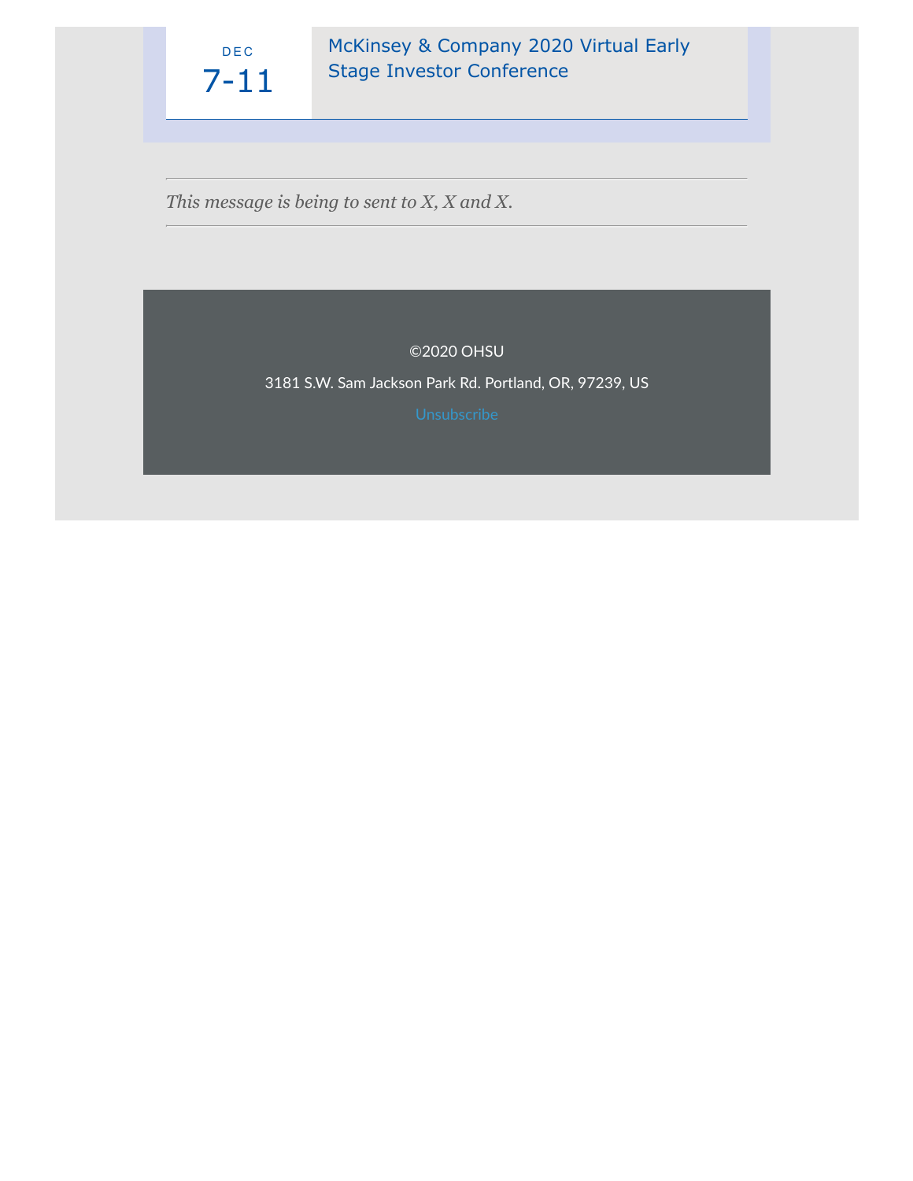DEC

7-11

McKinsey & Company 2020 Virtual Early Stage Investor Conference

*This message is being to sent to X, X and X.*

©2020 OHSU

3181 S.W. Sam Jackson Park Rd. Portland, OR, 97239, US

Unsubscribe